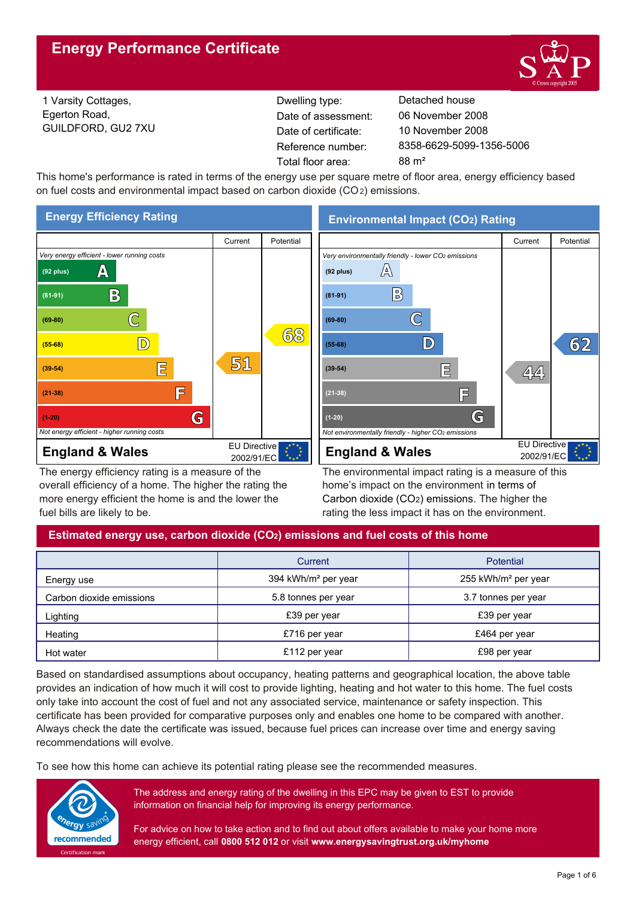# Energy Performance Certificate

1 Varsity Cottages,
Egerton Road,
GUILDFORD, GU2 7XU

| | |
|---|---|
| Dwelling type: | Detached house |
| Date of assessment: | 06 November 2008 |
| Date of certificate: | 10 November 2008 |
| Reference number: | 8358-6629-5099-1356-5006 |
| Total floor area: | 88 m² |

This home's performance is rated in terms of the energy use per square metre of floor area, energy efficiency based on fuel costs and environmental impact based on carbon dioxide ($CO_2$) emissions.

## Energy Efficiency Rating

| | Current | Potential |
|---|---|---|
| *Very energy efficient - lower running costs* | | |
| (92 plus) A | | |
| (81-91) B | | |
| (69-80) C | | |
| (55-68) D | | 68 |
| (39-54) E | 51 | |
| (21-38) F | | |
| (1-20) G | | |
| *Not energy efficient - higher running costs* | | |
| **England & Wales** | EU Directive 2002/91/EC | |

The energy efficiency rating is a measure of the overall efficiency of a home. The higher the rating the more energy efficient the home is and the lower the fuel bills are likely to be.

## Environmental Impact ($CO_2$) Rating

| | Current | Potential |
|---|---|---|
| *Very environmentally friendly - lower $CO_2$ emissions* | | |
| (92 plus) A | | |
| (81-91) B | | |
| (69-80) C | | |
| (55-68) D | | 62 |
| (39-54) E | 44 | |
| (21-38) F | | |
| (1-20) G | | |
| *Not environmentally friendly - higher $CO_2$ emissions* | | |
| **England & Wales** | EU Directive 2002/91/EC | |

The environmental impact rating is a measure of this home's impact on the environment in terms of Carbon dioxide ($CO_2$) emissions. The higher the rating the less impact it has on the environment.

## Estimated energy use, carbon dioxide ($CO_2$) emissions and fuel costs of this home

| | Current | Potential |
|---|---|---|
| Energy use | 394 kWh/m² per year | 255 kWh/m² per year |
| Carbon dioxide emissions | 5.8 tonnes per year | 3.7 tonnes per year |
| Lighting | £39 per year | £39 per year |
| Heating | £716 per year | £464 per year |
| Hot water | £112 per year | £98 per year |

Based on standardised assumptions about occupancy, heating patterns and geographical location, the above table provides an indication of how much it will cost to provide lighting, heating and hot water to this home. The fuel costs only take into account the cost of fuel and not any associated service, maintenance or safety inspection. This certificate has been provided for comparative purposes only and enables one home to be compared with another. Always check the date the certificate was issued, because fuel prices can increase over time and energy saving recommendations will evolve.

To see how this home can achieve its potential rating please see the recommended measures.

energy saving recommended — Certification mark

The address and energy rating of the dwelling in this EPC may be given to EST to provide information on financial help for improving its energy performance.

For advice on how to take action and to find out about offers available to make your home more energy efficient, call **0800 512 012** or visit **www.energysavingtrust.org.uk/myhome**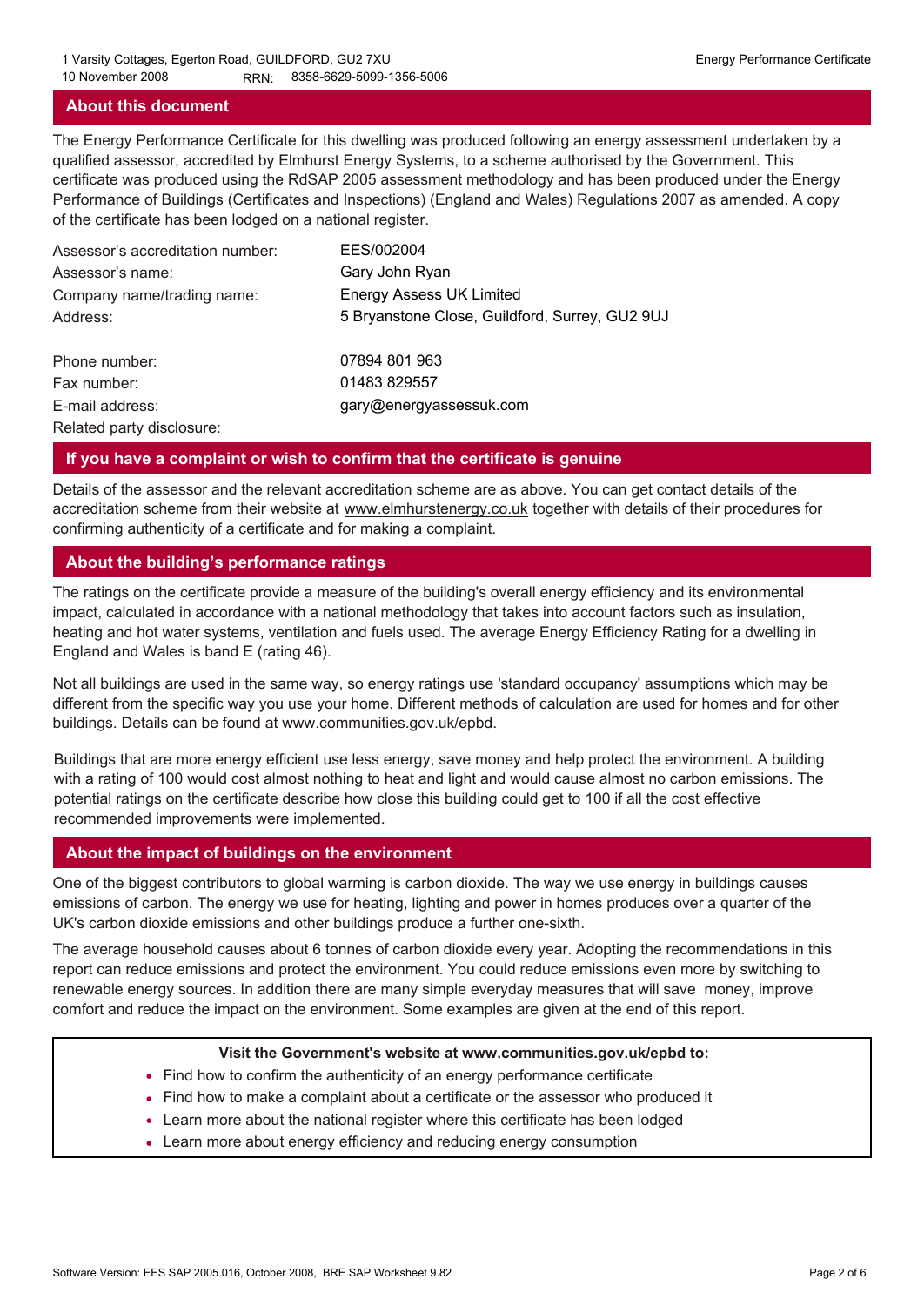## About this document

The Energy Performance Certificate for this dwelling was produced following an energy assessment undertaken by a qualified assessor, accredited by Elmhurst Energy Systems, to a scheme authorised by the Government. This certificate was produced using the RdSAP 2005 assessment methodology and has been produced under the Energy Performance of Buildings (Certificates and Inspections) (England and Wales) Regulations 2007 as amended. A copy of the certificate has been lodged on a national register.

| | |
|---|---|
| Assessor's accreditation number: | EES/002004 |
| Assessor's name: | Gary John Ryan |
| Company name/trading name: | Energy Assess UK Limited |
| Address: | 5 Bryanstone Close, Guildford, Surrey, GU2 9UJ |
| Phone number: | 07894 801 963 |
| Fax number: | 01483 829557 |
| E-mail address: | gary@energyassessuk.com |
| Related party disclosure: | |

## If you have a complaint or wish to confirm that the certificate is genuine

Details of the assessor and the relevant accreditation scheme are as above. You can get contact details of the accreditation scheme from their website at www.elmhurstenergy.co.uk together with details of their procedures for confirming authenticity of a certificate and for making a complaint.

## About the building's performance ratings

The ratings on the certificate provide a measure of the building's overall energy efficiency and its environmental impact, calculated in accordance with a national methodology that takes into account factors such as insulation, heating and hot water systems, ventilation and fuels used. The average Energy Efficiency Rating for a dwelling in England and Wales is band E (rating 46).

Not all buildings are used in the same way, so energy ratings use 'standard occupancy' assumptions which may be different from the specific way you use your home. Different methods of calculation are used for homes and for other buildings. Details can be found at www.communities.gov.uk/epbd.

Buildings that are more energy efficient use less energy, save money and help protect the environment. A building with a rating of 100 would cost almost nothing to heat and light and would cause almost no carbon emissions. The potential ratings on the certificate describe how close this building could get to 100 if all the cost effective recommended improvements were implemented.

## About the impact of buildings on the environment

One of the biggest contributors to global warming is carbon dioxide. The way we use energy in buildings causes emissions of carbon. The energy we use for heating, lighting and power in homes produces over a quarter of the UK's carbon dioxide emissions and other buildings produce a further one-sixth.

The average household causes about 6 tonnes of carbon dioxide every year. Adopting the recommendations in this report can reduce emissions and protect the environment. You could reduce emissions even more by switching to renewable energy sources. In addition there are many simple everyday measures that will save money, improve comfort and reduce the impact on the environment. Some examples are given at the end of this report.

**Visit the Government's website at www.communities.gov.uk/epbd to:**

- Find how to confirm the authenticity of an energy performance certificate
- Find how to make a complaint about a certificate or the assessor who produced it
- Learn more about the national register where this certificate has been lodged
- Learn more about energy efficiency and reducing energy consumption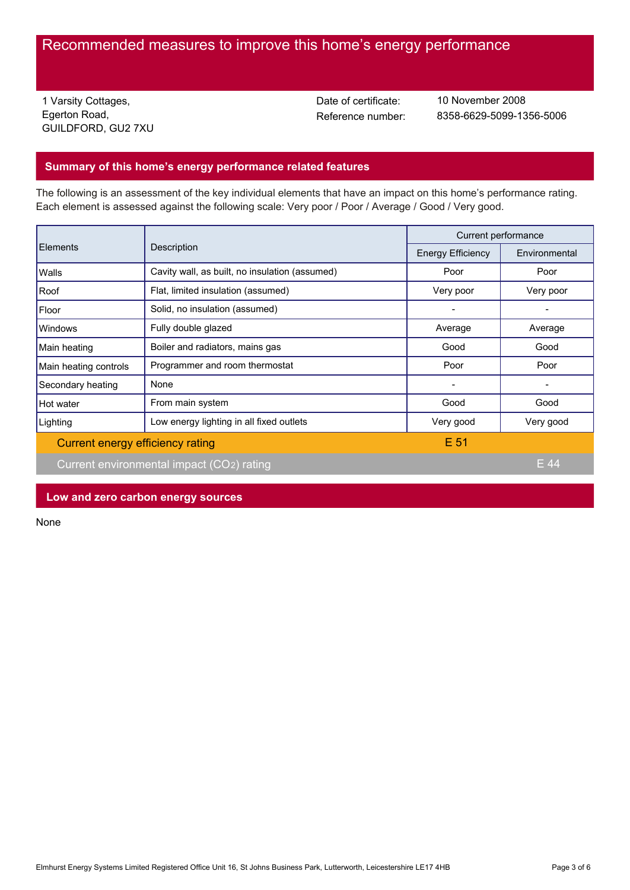# Recommended measures to improve this home's energy performance

1 Varsity Cottages,
Egerton Road,
GUILDFORD, GU2 7XU

Date of certificate: 10 November 2008
Reference number: 8358-6629-5099-1356-5006

## Summary of this home's energy performance related features

The following is an assessment of the key individual elements that have an impact on this home's performance rating. Each element is assessed against the following scale: Very poor / Poor / Average / Good / Very good.

| Elements | Description | Current performance | |
|---|---|---|---|
| | | Energy Efficiency | Environmental |
| Walls | Cavity wall, as built, no insulation (assumed) | Poor | Poor |
| Roof | Flat, limited insulation (assumed) | Very poor | Very poor |
| Floor | Solid, no insulation (assumed) | - | - |
| Windows | Fully double glazed | Average | Average |
| Main heating | Boiler and radiators, mains gas | Good | Good |
| Main heating controls | Programmer and room thermostat | Poor | Poor |
| Secondary heating | None | - | - |
| Hot water | From main system | Good | Good |
| Lighting | Low energy lighting in all fixed outlets | Very good | Very good |
| Current energy efficiency rating | | E 51 | |
| Current environmental impact ($CO_2$) rating | | | E 44 |

## Low and zero carbon energy sources

None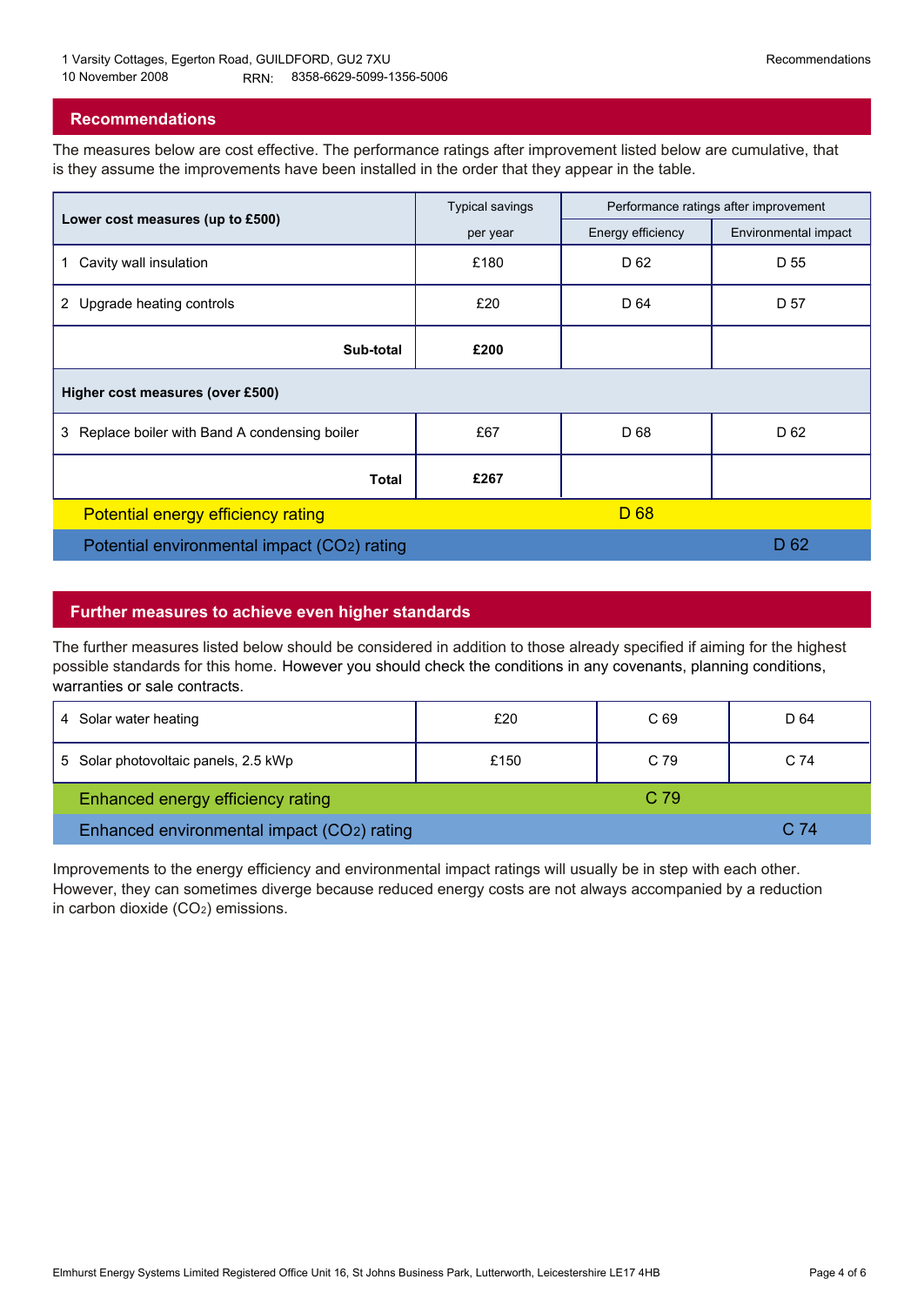1 Varsity Cottages, Egerton Road, GUILDFORD, GU2 7XU
10 November 2008 RRN: 8358-6629-5099-1356-5006

## Recommendations

The measures below are cost effective. The performance ratings after improvement listed below are cumulative, that is they assume the improvements have been installed in the order that they appear in the table.

| Lower cost measures (up to £500) | Typical savings per year | Performance ratings after improvement | |
|---|---|---|---|
| | | Energy efficiency | Environmental impact |
| 1 Cavity wall insulation | £180 | D 62 | D 55 |
| 2 Upgrade heating controls | £20 | D 64 | D 57 |
| **Sub-total** | **£200** | | |
| **Higher cost measures (over £500)** | | | |
| 3 Replace boiler with Band A condensing boiler | £67 | D 68 | D 62 |
| **Total** | **£267** | | |
| Potential energy efficiency rating | | D 68 | |
| Potential environmental impact ($CO_2$) rating | | | D 62 |

## Further measures to achieve even higher standards

The further measures listed below should be considered in addition to those already specified if aiming for the highest possible standards for this home. However you should check the conditions in any covenants, planning conditions, warranties or sale contracts.

| Measure | Typical savings per year | Energy efficiency | Environmental impact |
|---|---|---|---|
| 4 Solar water heating | £20 | C 69 | D 64 |
| 5 Solar photovoltaic panels, 2.5 kWp | £150 | C 79 | C 74 |
| Enhanced energy efficiency rating | | C 79 | |
| Enhanced environmental impact ($CO_2$) rating | | | C 74 |

Improvements to the energy efficiency and environmental impact ratings will usually be in step with each other. However, they can sometimes diverge because reduced energy costs are not always accompanied by a reduction in carbon dioxide ($CO_2$) emissions.

Elmhurst Energy Systems Limited Registered Office Unit 16, St Johns Business Park, Lutterworth, Leicestershire LE17 4HB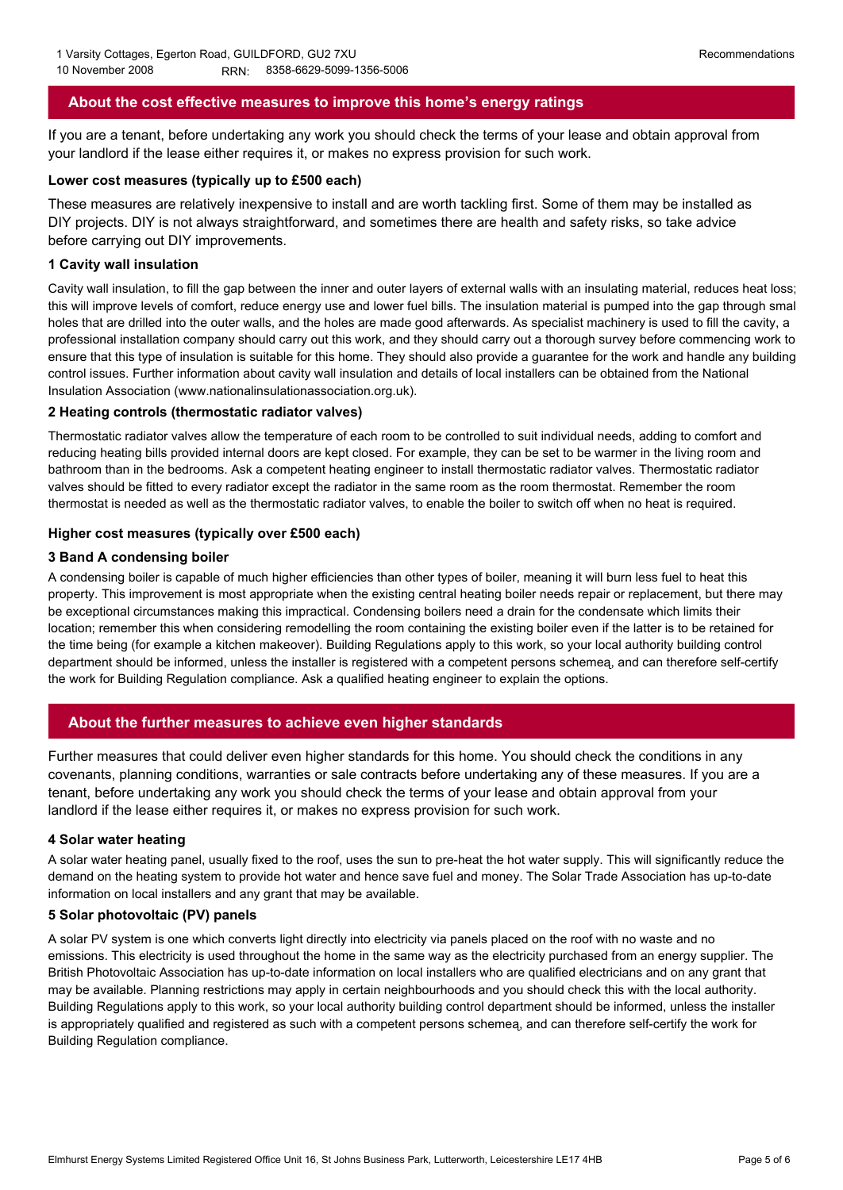## About the cost effective measures to improve this home's energy ratings

If you are a tenant, before undertaking any work you should check the terms of your lease and obtain approval from your landlord if the lease either requires it, or makes no express provision for such work.

### Lower cost measures (typically up to £500 each)

These measures are relatively inexpensive to install and are worth tackling first. Some of them may be installed as DIY projects. DIY is not always straightforward, and sometimes there are health and safety risks, so take advice before carrying out DIY improvements.

#### 1 Cavity wall insulation

Cavity wall insulation, to fill the gap between the inner and outer layers of external walls with an insulating material, reduces heat loss; this will improve levels of comfort, reduce energy use and lower fuel bills. The insulation material is pumped into the gap through smal holes that are drilled into the outer walls, and the holes are made good afterwards. As specialist machinery is used to fill the cavity, a professional installation company should carry out this work, and they should carry out a thorough survey before commencing work to ensure that this type of insulation is suitable for this home. They should also provide a guarantee for the work and handle any building control issues. Further information about cavity wall insulation and details of local installers can be obtained from the National Insulation Association (www.nationalinsulationassociation.org.uk).

#### 2 Heating controls (thermostatic radiator valves)

Thermostatic radiator valves allow the temperature of each room to be controlled to suit individual needs, adding to comfort and reducing heating bills provided internal doors are kept closed. For example, they can be set to be warmer in the living room and bathroom than in the bedrooms. Ask a competent heating engineer to install thermostatic radiator valves. Thermostatic radiator valves should be fitted to every radiator except the radiator in the same room as the room thermostat. Remember the room thermostat is needed as well as the thermostatic radiator valves, to enable the boiler to switch off when no heat is required.

### Higher cost measures (typically over £500 each)

#### 3 Band A condensing boiler

A condensing boiler is capable of much higher efficiencies than other types of boiler, meaning it will burn less fuel to heat this property. This improvement is most appropriate when the existing central heating boiler needs repair or replacement, but there may be exceptional circumstances making this impractical. Condensing boilers need a drain for the condensate which limits their location; remember this when considering remodelling the room containing the existing boiler even if the latter is to be retained for the time being (for example a kitchen makeover). Building Regulations apply to this work, so your local authority building control department should be informed, unless the installer is registered with a competent persons schemeą, and can therefore self-certify the work for Building Regulation compliance. Ask a qualified heating engineer to explain the options.

## About the further measures to achieve even higher standards

Further measures that could deliver even higher standards for this home. You should check the conditions in any covenants, planning conditions, warranties or sale contracts before undertaking any of these measures. If you are a tenant, before undertaking any work you should check the terms of your lease and obtain approval from your landlord if the lease either requires it, or makes no express provision for such work.

#### 4 Solar water heating

A solar water heating panel, usually fixed to the roof, uses the sun to pre-heat the hot water supply. This will significantly reduce the demand on the heating system to provide hot water and hence save fuel and money. The Solar Trade Association has up-to-date information on local installers and any grant that may be available.

#### 5 Solar photovoltaic (PV) panels

A solar PV system is one which converts light directly into electricity via panels placed on the roof with no waste and no emissions. This electricity is used throughout the home in the same way as the electricity purchased from an energy supplier. The British Photovoltaic Association has up-to-date information on local installers who are qualified electricians and on any grant that may be available. Planning restrictions may apply in certain neighbourhoods and you should check this with the local authority. Building Regulations apply to this work, so your local authority building control department should be informed, unless the installer is appropriately qualified and registered as such with a competent persons schemeą, and can therefore self-certify the work for Building Regulation compliance.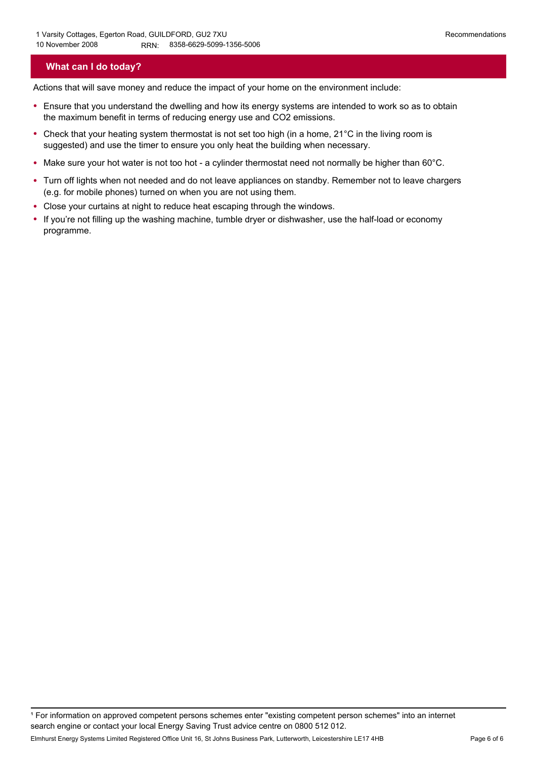## What can I do today?

Actions that will save money and reduce the impact of your home on the environment include:

- Ensure that you understand the dwelling and how its energy systems are intended to work so as to obtain the maximum benefit in terms of reducing energy use and $CO_2$ emissions.
- Check that your heating system thermostat is not set too high (in a home, 21°C in the living room is suggested) and use the timer to ensure you only heat the building when necessary.
- Make sure your hot water is not too hot - a cylinder thermostat need not normally be higher than 60°C.
- Turn off lights when not needed and do not leave appliances on standby. Remember not to leave chargers (e.g. for mobile phones) turned on when you are not using them.
- Close your curtains at night to reduce heat escaping through the windows.
- If you're not filling up the washing machine, tumble dryer or dishwasher, use the half-load or economy programme.

[1] For information on approved competent persons schemes enter "existing competent person schemes" into an internet search engine or contact your local Energy Saving Trust advice centre on 0800 512 012.